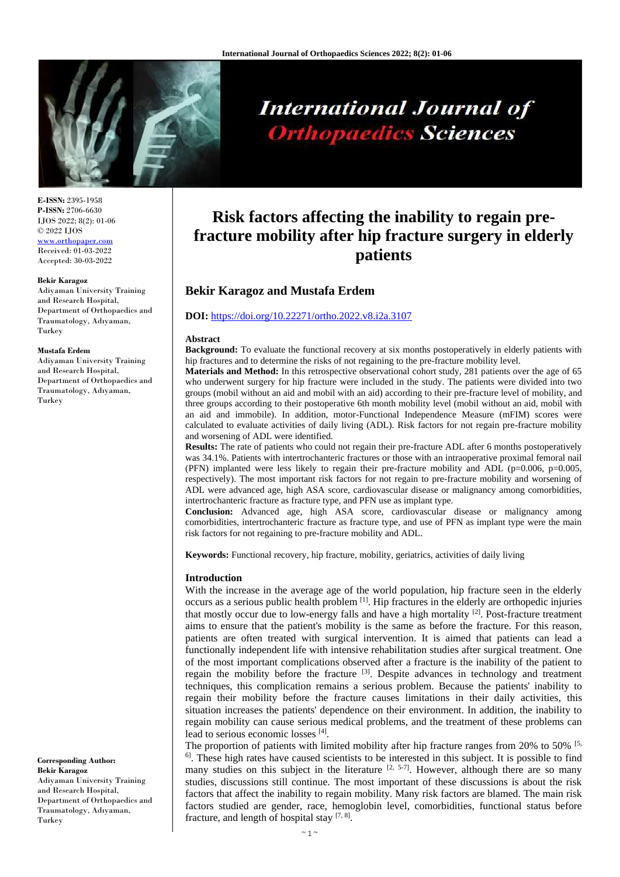**E-ISSN:** 2395-1958
**P-ISSN:** 2706-6630
IJOS 2022; 8(2): 01-06
© 2022 IJOS
www.orthopaper.com
Received: 01-03-2022
Accepted: 30-03-2022

**Bekir Karagoz**
Adiyaman University Training and Research Hospital, Department of Orthopaedics and Traumatology, Adıyaman, Turkey

**Mustafa Erdem**
Adiyaman University Training and Research Hospital, Department of Orthopaedics and Traumatology, Adıyaman, Turkey

**Corresponding Author:**
**Bekir Karagoz**
Adiyaman University Training and Research Hospital, Department of Orthopaedics and Traumatology, Adıyaman, Turkey

# Risk factors affecting the inability to regain pre-fracture mobility after hip fracture surgery in elderly patients

## Bekir Karagoz and Mustafa Erdem

**DOI:** https://doi.org/10.22271/ortho.2022.v8.i2a.3107

### Abstract

**Background:** To evaluate the functional recovery at six months postoperatively in elderly patients with hip fractures and to determine the risks of not regaining to the pre-fracture mobility level.

**Materials and Method:** In this retrospective observational cohort study, 281 patients over the age of 65 who underwent surgery for hip fracture were included in the study. The patients were divided into two groups (mobil without an aid and mobil with an aid) according to their pre-fracture level of mobility, and three groups according to their postoperative 6th month mobility level (mobil without an aid, mobil with an aid and immobile). In addition, motor-Functional Independence Measure (mFIM) scores were calculated to evaluate activities of daily living (ADL). Risk factors for not regain pre-fracture mobility and worsening of ADL were identified.

**Results:** The rate of patients who could not regain their pre-fracture ADL after 6 months postoperatively was 34.1%. Patients with intertrochanteric fractures or those with an intraoperative proximal femoral nail (PFN) implanted were less likely to regain their pre-fracture mobility and ADL (p=0.006, p=0.005, respectively). The most important risk factors for not regain to pre-fracture mobility and worsening of ADL were advanced age, high ASA score, cardiovascular disease or malignancy among comorbidities, intertrochanteric fracture as fracture type, and PFN use as implant type.

**Conclusion:** Advanced age, high ASA score, cardiovascular disease or malignancy among comorbidities, intertrochanteric fracture as fracture type, and use of PFN as implant type were the main risk factors for not regaining to pre-fracture mobility and ADL.

**Keywords:** Functional recovery, hip fracture, mobility, geriatrics, activities of daily living

### Introduction

With the increase in the average age of the world population, hip fracture seen in the elderly occurs as a serious public health problem [1]. Hip fractures in the elderly are orthopedic injuries that mostly occur due to low-energy falls and have a high mortality [2]. Post-fracture treatment aims to ensure that the patient's mobility is the same as before the fracture. For this reason, patients are often treated with surgical intervention. It is aimed that patients can lead a functionally independent life with intensive rehabilitation studies after surgical treatment. One of the most important complications observed after a fracture is the inability of the patient to regain the mobility before the fracture [3]. Despite advances in technology and treatment techniques, this complication remains a serious problem. Because the patients' inability to regain their mobility before the fracture causes limitations in their daily activities, this situation increases the patients' dependence on their environment. In addition, the inability to regain mobility can cause serious medical problems, and the treatment of these problems can lead to serious economic losses [4].

The proportion of patients with limited mobility after hip fracture ranges from 20% to 50% [5, 6]. These high rates have caused scientists to be interested in this subject. It is possible to find many studies on this subject in the literature [2, 5-7]. However, although there are so many studies, discussions still continue. The most important of these discussions is about the risk factors that affect the inability to regain mobility. Many risk factors are blamed. The main risk factors studied are gender, race, hemoglobin level, comorbidities, functional status before fracture, and length of hospital stay [7, 8].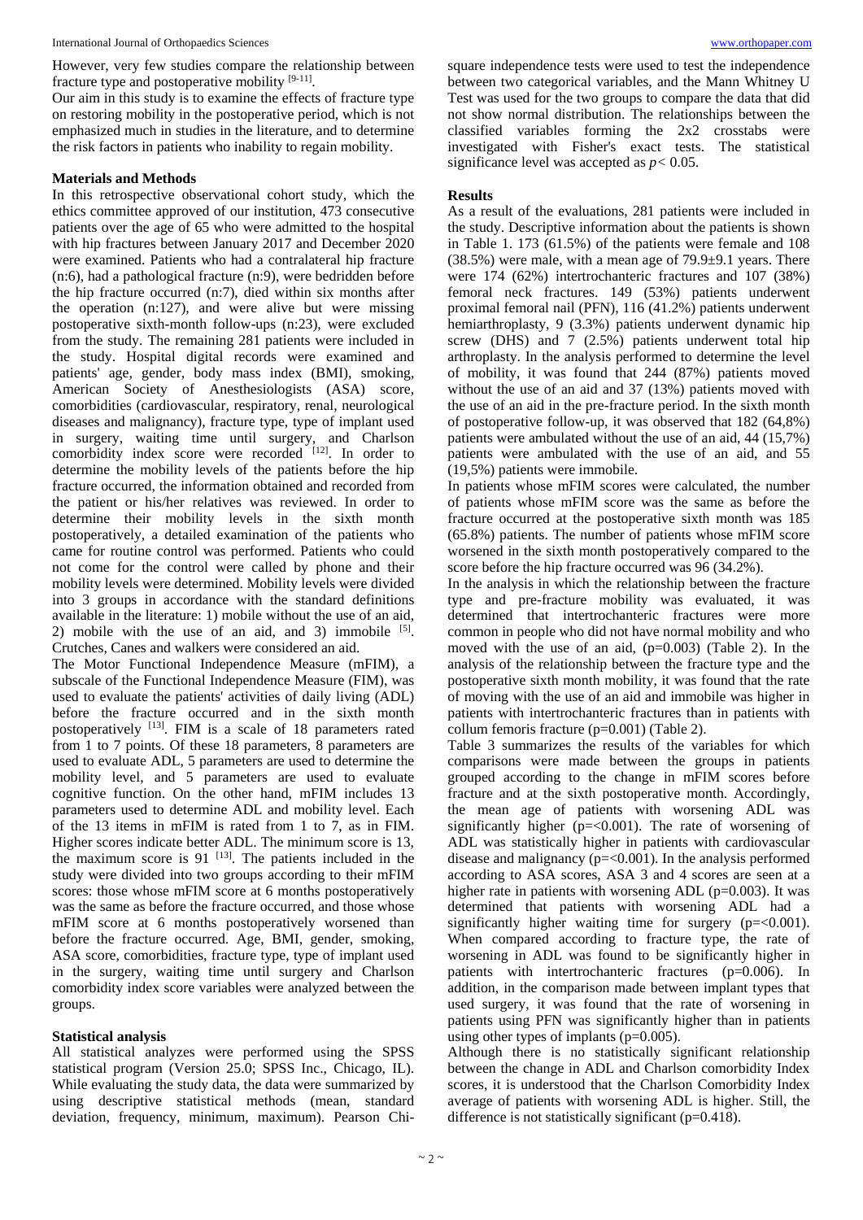However, very few studies compare the relationship between fracture type and postoperative mobility [9-11].

Our aim in this study is to examine the effects of fracture type on restoring mobility in the postoperative period, which is not emphasized much in studies in the literature, and to determine the risk factors in patients who inability to regain mobility.

## Materials and Methods

In this retrospective observational cohort study, which the ethics committee approved of our institution, 473 consecutive patients over the age of 65 who were admitted to the hospital with hip fractures between January 2017 and December 2020 were examined. Patients who had a contralateral hip fracture (n:6), had a pathological fracture (n:9), were bedridden before the hip fracture occurred (n:7), died within six months after the operation (n:127), and were alive but were missing postoperative sixth-month follow-ups (n:23), were excluded from the study. The remaining 281 patients were included in the study. Hospital digital records were examined and patients' age, gender, body mass index (BMI), smoking, American Society of Anesthesiologists (ASA) score, comorbidities (cardiovascular, respiratory, renal, neurological diseases and malignancy), fracture type, type of implant used in surgery, waiting time until surgery, and Charlson comorbidity index score were recorded [12]. In order to determine the mobility levels of the patients before the hip fracture occurred, the information obtained and recorded from the patient or his/her relatives was reviewed. In order to determine their mobility levels in the sixth month postoperatively, a detailed examination of the patients who came for routine control was performed. Patients who could not come for the control were called by phone and their mobility levels were determined. Mobility levels were divided into 3 groups in accordance with the standard definitions available in the literature: 1) mobile without the use of an aid, 2) mobile with the use of an aid, and 3) immobile [5]. Crutches, Canes and walkers were considered an aid.

The Motor Functional Independence Measure (mFIM), a subscale of the Functional Independence Measure (FIM), was used to evaluate the patients' activities of daily living (ADL) before the fracture occurred and in the sixth month postoperatively [13]. FIM is a scale of 18 parameters rated from 1 to 7 points. Of these 18 parameters, 8 parameters are used to evaluate ADL, 5 parameters are used to determine the mobility level, and 5 parameters are used to evaluate cognitive function. On the other hand, mFIM includes 13 parameters used to determine ADL and mobility level. Each of the 13 items in mFIM is rated from 1 to 7, as in FIM. Higher scores indicate better ADL. The minimum score is 13, the maximum score is 91 [13]. The patients included in the study were divided into two groups according to their mFIM scores: those whose mFIM score at 6 months postoperatively was the same as before the fracture occurred, and those whose mFIM score at 6 months postoperatively worsened than before the fracture occurred. Age, BMI, gender, smoking, ASA score, comorbidities, fracture type, type of implant used in the surgery, waiting time until surgery and Charlson comorbidity index score variables were analyzed between the groups.

### Statistical analysis

All statistical analyzes were performed using the SPSS statistical program (Version 25.0; SPSS Inc., Chicago, IL). While evaluating the study data, the data were summarized by using descriptive statistical methods (mean, standard deviation, frequency, minimum, maximum). Pearson Chi-square independence tests were used to test the independence between two categorical variables, and the Mann Whitney U Test was used for the two groups to compare the data that did not show normal distribution. The relationships between the classified variables forming the 2x2 crosstabs were investigated with Fisher's exact tests. The statistical significance level was accepted as $p < 0.05$.

## Results

As a result of the evaluations, 281 patients were included in the study. Descriptive information about the patients is shown in Table 1. 173 (61.5%) of the patients were female and 108 (38.5%) were male, with a mean age of 79.9±9.1 years. There were 174 (62%) intertrochanteric fractures and 107 (38%) femoral neck fractures. 149 (53%) patients underwent proximal femoral nail (PFN), 116 (41.2%) patients underwent hemiarthroplasty, 9 (3.3%) patients underwent dynamic hip screw (DHS) and 7 (2.5%) patients underwent total hip arthroplasty. In the analysis performed to determine the level of mobility, it was found that 244 (87%) patients moved without the use of an aid and 37 (13%) patients moved with the use of an aid in the pre-fracture period. In the sixth month of postoperative follow-up, it was observed that 182 (64,8%) patients were ambulated without the use of an aid, 44 (15,7%) patients were ambulated with the use of an aid, and 55 (19,5%) patients were immobile.

In patients whose mFIM scores were calculated, the number of patients whose mFIM score was the same as before the fracture occurred at the postoperative sixth month was 185 (65.8%) patients. The number of patients whose mFIM score worsened in the sixth month postoperatively compared to the score before the hip fracture occurred was 96 (34.2%).

In the analysis in which the relationship between the fracture type and pre-fracture mobility was evaluated, it was determined that intertrochanteric fractures were more common in people who did not have normal mobility and who moved with the use of an aid, (p=0.003) (Table 2). In the analysis of the relationship between the fracture type and the postoperative sixth month mobility, it was found that the rate of moving with the use of an aid and immobile was higher in patients with intertrochanteric fractures than in patients with collum femoris fracture (p=0.001) (Table 2).

Table 3 summarizes the results of the variables for which comparisons were made between the groups in patients grouped according to the change in mFIM scores before fracture and at the sixth postoperative month. Accordingly, the mean age of patients with worsening ADL was significantly higher (p=<0.001). The rate of worsening of ADL was statistically higher in patients with cardiovascular disease and malignancy (p=<0.001). In the analysis performed according to ASA scores, ASA 3 and 4 scores are seen at a higher rate in patients with worsening ADL (p=0.003). It was determined that patients with worsening ADL had a significantly higher waiting time for surgery (p=<0.001). When compared according to fracture type, the rate of worsening in ADL was found to be significantly higher in patients with intertrochanteric fractures (p=0.006). In addition, in the comparison made between implant types that used surgery, it was found that the rate of worsening in patients using PFN was significantly higher than in patients using other types of implants (p=0.005).

Although there is no statistically significant relationship between the change in ADL and Charlson comorbidity Index scores, it is understood that the Charlson Comorbidity Index average of patients with worsening ADL is higher. Still, the difference is not statistically significant (p=0.418).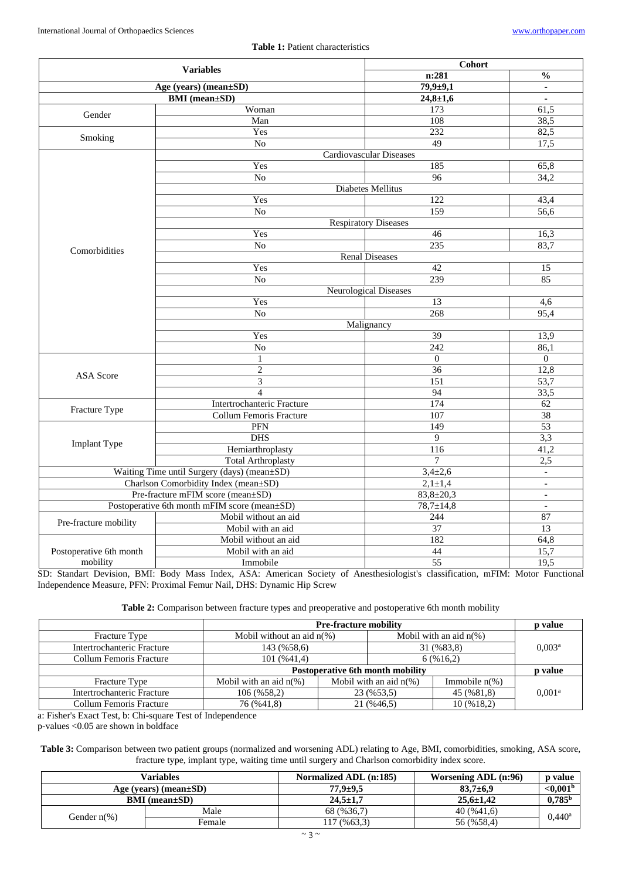**Table 1:** Patient characteristics

| Variables | | Cohort | |
|---|---|---|---|
| | | n:281 | % |
| Age (years) (mean±SD) | | 79,9±9,1 | - |
| BMI (mean±SD) | | 24,8±1,6 | - |
| Gender | Woman | 173 | 61,5 |
| | Man | 108 | 38,5 |
| Smoking | Yes | 232 | 82,5 |
| | No | 49 | 17,5 |
| Comorbidities | Cardiovascular Diseases | | |
| | Yes | 185 | 65,8 |
| | No | 96 | 34,2 |
| | Diabetes Mellitus | | |
| | Yes | 122 | 43,4 |
| | No | 159 | 56,6 |
| | Respiratory Diseases | | |
| | Yes | 46 | 16,3 |
| | No | 235 | 83,7 |
| | Renal Diseases | | |
| | Yes | 42 | 15 |
| | No | 239 | 85 |
| | Neurological Diseases | | |
| | Yes | 13 | 4,6 |
| | No | 268 | 95,4 |
| | Malignancy | | |
| | Yes | 39 | 13,9 |
| | No | 242 | 86,1 |
| ASA Score | 1 | 0 | 0 |
| | 2 | 36 | 12,8 |
| | 3 | 151 | 53,7 |
| | 4 | 94 | 33,5 |
| Fracture Type | Intertrochanteric Fracture | 174 | 62 |
| | Collum Femoris Fracture | 107 | 38 |
| Implant Type | PFN | 149 | 53 |
| | DHS | 9 | 3,3 |
| | Hemiarthroplasty | 116 | 41,2 |
| | Total Arthroplasty | 7 | 2,5 |
| Waiting Time until Surgery (days) (mean±SD) | | 3,4±2,6 | - |
| Charlson Comorbidity Index (mean±SD) | | 2,1±1,4 | - |
| Pre-fracture mFIM score (mean±SD) | | 83,8±20,3 | - |
| Postoperative 6th month mFIM score (mean±SD) | | 78,7±14,8 | - |
| Pre-fracture mobility | Mobil without an aid | 244 | 87 |
| | Mobil with an aid | 37 | 13 |
| Postoperative 6th month mobility | Mobil without an aid | 182 | 64,8 |
| | Mobil with an aid | 44 | 15,7 |
| | Immobile | 55 | 19,5 |

SD: Standart Devision, BMI: Body Mass Index, ASA: American Society of Anesthesiologist's classification, mFIM: Motor Functional Independence Measure, PFN: Proximal Femur Nail, DHS: Dynamic Hip Screw

**Table 2:** Comparison between fracture types and preoperative and postoperative 6th month mobility

| | Pre-fracture mobility | | | p value |
|---|---|---|---|---|
| Fracture Type | Mobil without an aid n(%) | Mobil with an aid n(%) | | |
| Intertrochanteric Fracture | 143 (%58,6) | 31 (%83,8) | | 0,003[a] |
| Collum Femoris Fracture | 101 (%41,4) | 6 (%16,2) | | |
| | **Postoperative 6th month mobility** | | | **p value** |
| Fracture Type | Mobil with an aid n(%) | Mobil with an aid n(%) | Immobile n(%) | |
| Intertrochanteric Fracture | 106 (%58,2) | 23 (%53,5) | 45 (%81,8) | 0,001[a] |
| Collum Femoris Fracture | 76 (%41,8) | 21 (%46,5) | 10 (%18,2) | |

a: Fisher's Exact Test, b: Chi-square Test of Independence
p-values <0.05 are shown in boldface

**Table 3:** Comparison between two patient groups (normalized and worsening ADL) relating to Age, BMI, comorbidities, smoking, ASA score, fracture type, implant type, waiting time until surgery and Charlson comorbidity index score.

| Variables | | Normalized ADL (n:185) | Worsening ADL (n:96) | p value |
|---|---|---|---|---|
| Age (years) (mean±SD) | | 77,9±9,5 | 83,7±6,9 | **<0,001[b]** |
| BMI (mean±SD) | | 24,5±1,7 | 25,6±1,42 | **0,785[b]** |
| Gender n(%) | Male | 68 (%36,7) | 40 (%41,6) | 0,440[a] |
| | Female | 117 (%63,3) | 56 (%58,4) | |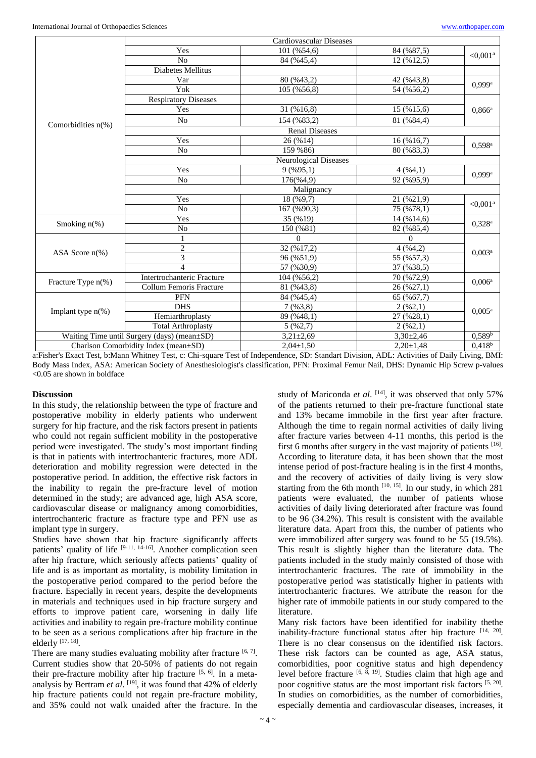| | | | | |
|---|---|---|---|---|
| Comorbidities n(%) | Cardiovascular Diseases | | | |
| | Yes | 101 (%54,6) | 84 (%87,5) | <0,001[a] |
| | No | 84 (%45,4) | 12 (%12,5) | |
| | Diabetes Mellitus | | | |
| | Var | 80 (%43,2) | 42 (%43,8) | 0,999[a] |
| | Yok | 105 (%56,8) | 54 (%56,2) | |
| | Respiratory Diseases | | | |
| | Yes | 31 (%16,8) | 15 (%15,6) | 0,866[a] |
| | No | 154 (%83,2) | 81 (%84,4) | |
| | Renal Diseases | | | |
| | Yes | 26 (%14) | 16 (%16,7) | 0,598[a] |
| | No | 159 %86) | 80 (%83,3) | |
| | Neurological Diseases | | | |
| | Yes | 9 (%95,1) | 4 (%4,1) | 0,999[a] |
| | No | 176(%4,9) | 92 (%95,9) | |
| | Malignancy | | | |
| | Yes | 18 (%9,7) | 21 (%21,9) | <0,001[a] |
| | No | 167 (%90,3) | 75 (%78,1) | |
| Smoking n(%) | Yes | 35 (%19) | 14 (%14,6) | 0,328[a] |
| | No | 150 (%81) | 82 (%85,4) | |
| ASA Score n(%) | 1 | 0 | 0 | 0,003[a] |
| | 2 | 32 (%17,2) | 4 (%4,2) | |
| | 3 | 96 (%51,9) | 55 (%57,3) | |
| | 4 | 57 (%30,9) | 37 (%38,5) | |
| Fracture Type n(%) | Intertrochanteric Fracture | 104 (%56,2) | 70 (%72,9) | 0,006[a] |
| | Collum Femoris Fracture | 81 (%43,8) | 26 (%27,1) | |
| Implant type n(%) | PFN | 84 (%45,4) | 65 (%67,7) | 0,005[a] |
| | DHS | 7 (%3,8) | 2 (%2,1) | |
| | Hemiarthroplasty | 89 (%48,1) | 27 (%28,1) | |
| | Total Arthroplasty | 5 (%2,7) | 2 (%2,1) | |
| Waiting Time until Surgery (days) (mean±SD) | | 3,21±2,69 | 3,30±2,46 | 0,589[b] |
| Charlson Comorbidity Index (mean±SD) | | 2,04±1,50 | 2,20±1,48 | 0,418[b] |

a:Fisher's Exact Test, b:Mann Whitney Test, c: Chi-square Test of Independence, SD: Standart Division, ADL: Activities of Daily Living, BMI: Body Mass Index, ASA: American Society of Anesthesiologist's classification, PFN: Proximal Femur Nail, DHS: Dynamic Hip Screw p-values <0.05 are shown in boldface

## Discussion

In this study, the relationship between the type of fracture and postoperative mobility in elderly patients who underwent surgery for hip fracture, and the risk factors present in patients who could not regain sufficient mobility in the postoperative period were investigated. The study's most important finding is that in patients with intertrochanteric fractures, more ADL deterioration and mobility regression were detected in the postoperative period. In addition, the effective risk factors in the inability to regain the pre-fracture level of motion determined in the study; are advanced age, high ASA score, cardiovascular disease or malignancy among comorbidities, intertrochanteric fracture as fracture type and PFN use as implant type in surgery.

Studies have shown that hip fracture significantly affects patients' quality of life [9-11, 14-16]. Another complication seen after hip fracture, which seriously affects patients' quality of life and is as important as mortality, is mobility limitation in the postoperative period compared to the period before the fracture. Especially in recent years, despite the developments in materials and techniques used in hip fracture surgery and efforts to improve patient care, worsening in daily life activities and inability to regain pre-fracture mobility continue to be seen as a serious complications after hip fracture in the elderly [17, 18].

There are many studies evaluating mobility after fracture [6, 7]. Current studies show that 20-50% of patients do not regain their pre-fracture mobility after hip fracture [5, 6]. In a meta-analysis by Bertram *et al*. [19], it was found that 42% of elderly hip fracture patients could not regain pre-fracture mobility, and 35% could not walk unaided after the fracture. In the study of Mariconda *et al*. [14], it was observed that only 57% of the patients returned to their pre-fracture functional state and 13% became immobile in the first year after fracture. Although the time to regain normal activities of daily living after fracture varies between 4-11 months, this period is the first 6 months after surgery in the vast majority of patients [16]. According to literature data, it has been shown that the most intense period of post-fracture healing is in the first 4 months, and the recovery of activities of daily living is very slow starting from the 6th month [10, 15]. In our study, in which 281 patients were evaluated, the number of patients whose activities of daily living deteriorated after fracture was found to be 96 (34.2%). This result is consistent with the available literature data. Apart from this, the number of patients who were immobilized after surgery was found to be 55 (19.5%). This result is slightly higher than the literature data. The patients included in the study mainly consisted of those with intertrochanteric fractures. The rate of immobility in the postoperative period was statistically higher in patients with intertrochanteric fractures. We attribute the reason for the higher rate of immobile patients in our study compared to the literature.

Many risk factors have been identified for inability thethe inability-fracture functional status after hip fracture [14, 20]. There is no clear consensus on the identified risk factors. These risk factors can be counted as age, ASA status, comorbidities, poor cognitive status and high dependency level before fracture [6, 8, 19]. Studies claim that high age and poor cognitive status are the most important risk factors [5, 20]. In studies on comorbidities, as the number of comorbidities, especially dementia and cardiovascular diseases, increases, it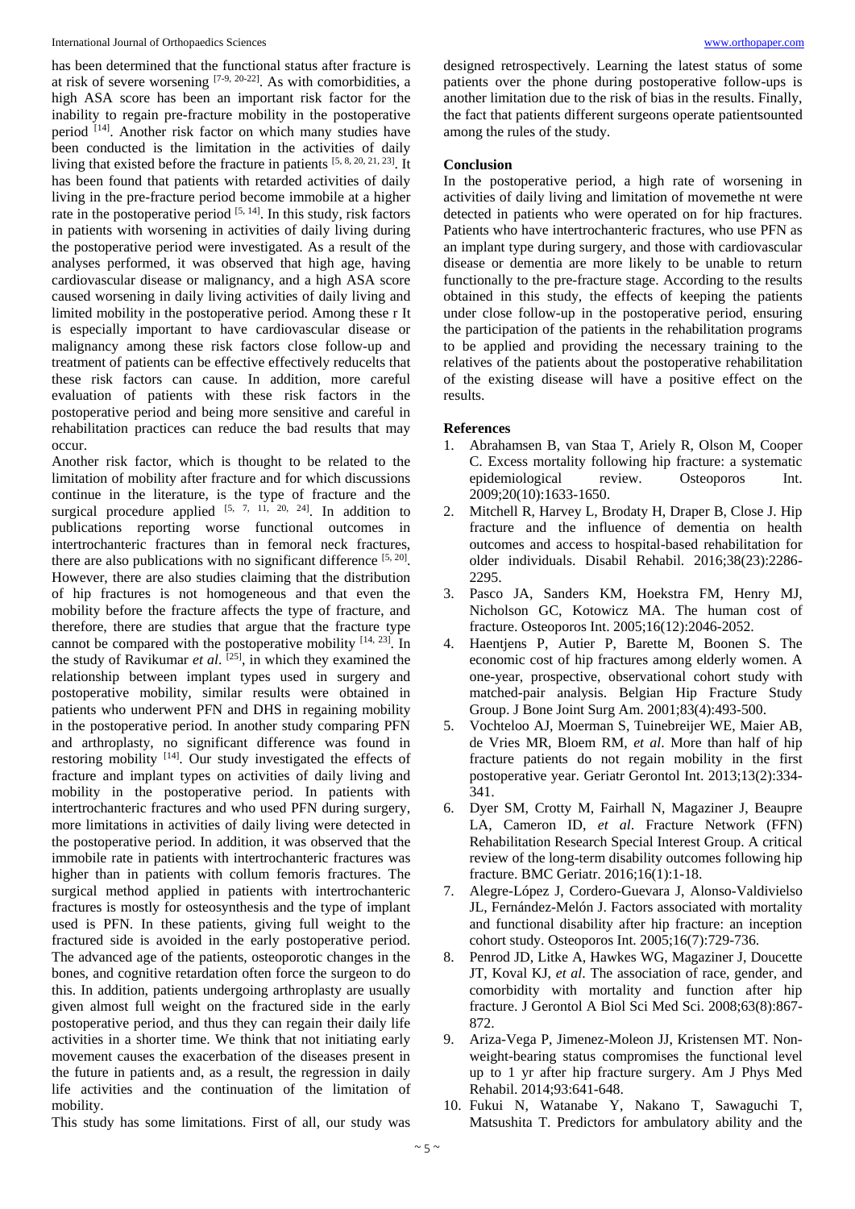has been determined that the functional status after fracture is at risk of severe worsening [7-9, 20-22]. As with comorbidities, a high ASA score has been an important risk factor for the inability to regain pre-fracture mobility in the postoperative period [14]. Another risk factor on which many studies have been conducted is the limitation in the activities of daily living that existed before the fracture in patients [5, 8, 20, 21, 23]. It has been found that patients with retarded activities of daily living in the pre-fracture period become immobile at a higher rate in the postoperative period [5, 14]. In this study, risk factors in patients with worsening in activities of daily living during the postoperative period were investigated. As a result of the analyses performed, it was observed that high age, having cardiovascular disease or malignancy, and a high ASA score caused worsening in daily living activities of daily living and limited mobility in the postoperative period. Among these r It is especially important to have cardiovascular disease or malignancy among these risk factors close follow-up and treatment of patients can be effective effectively reducelts that these risk factors can cause. In addition, more careful evaluation of patients with these risk factors in the postoperative period and being more sensitive and careful in rehabilitation practices can reduce the bad results that may occur.

Another risk factor, which is thought to be related to the limitation of mobility after fracture and for which discussions continue in the literature, is the type of fracture and the surgical procedure applied [5, 7, 11, 20, 24]. In addition to publications reporting worse functional outcomes in intertrochanteric fractures than in femoral neck fractures, there are also publications with no significant difference [5, 20]. However, there are also studies claiming that the distribution of hip fractures is not homogeneous and that even the mobility before the fracture affects the type of fracture, and therefore, there are studies that argue that the fracture type cannot be compared with the postoperative mobility [14, 23]. In the study of Ravikumar *et al*. [25], in which they examined the relationship between implant types used in surgery and postoperative mobility, similar results were obtained in patients who underwent PFN and DHS in regaining mobility in the postoperative period. In another study comparing PFN and arthroplasty, no significant difference was found in restoring mobility [14]. Our study investigated the effects of fracture and implant types on activities of daily living and mobility in the postoperative period. In patients with intertrochanteric fractures and who used PFN during surgery, more limitations in activities of daily living were detected in the postoperative period. In addition, it was observed that the immobile rate in patients with intertrochanteric fractures was higher than in patients with collum femoris fractures. The surgical method applied in patients with intertrochanteric fractures is mostly for osteosynthesis and the type of implant used is PFN. In these patients, giving full weight to the fractured side is avoided in the early postoperative period. The advanced age of the patients, osteoporotic changes in the bones, and cognitive retardation often force the surgeon to do this. In addition, patients undergoing arthroplasty are usually given almost full weight on the fractured side in the early postoperative period, and thus they can regain their daily life activities in a shorter time. We think that not initiating early movement causes the exacerbation of the diseases present in the future in patients and, as a result, the regression in daily life activities and the continuation of the limitation of mobility.

This study has some limitations. First of all, our study was designed retrospectively. Learning the latest status of some patients over the phone during postoperative follow-ups is another limitation due to the risk of bias in the results. Finally, the fact that patients different surgeons operate patientsounted among the rules of the study.

## Conclusion

In the postoperative period, a high rate of worsening in activities of daily living and limitation of movemethe nt were detected in patients who were operated on for hip fractures. Patients who have intertrochanteric fractures, who use PFN as an implant type during surgery, and those with cardiovascular disease or dementia are more likely to be unable to return functionally to the pre-fracture stage. According to the results obtained in this study, the effects of keeping the patients under close follow-up in the postoperative period, ensuring the participation of the patients in the rehabilitation programs to be applied and providing the necessary training to the relatives of the patients about the postoperative rehabilitation of the existing disease will have a positive effect on the results.

## References

1. Abrahamsen B, van Staa T, Ariely R, Olson M, Cooper C. Excess mortality following hip fracture: a systematic epidemiological review. Osteoporos Int. 2009;20(10):1633-1650.
2. Mitchell R, Harvey L, Brodaty H, Draper B, Close J. Hip fracture and the influence of dementia on health outcomes and access to hospital-based rehabilitation for older individuals. Disabil Rehabil. 2016;38(23):2286-2295.
3. Pasco JA, Sanders KM, Hoekstra FM, Henry MJ, Nicholson GC, Kotowicz MA. The human cost of fracture. Osteoporos Int. 2005;16(12):2046-2052.
4. Haentjens P, Autier P, Barette M, Boonen S. The economic cost of hip fractures among elderly women. A one-year, prospective, observational cohort study with matched-pair analysis. Belgian Hip Fracture Study Group. J Bone Joint Surg Am. 2001;83(4):493-500.
5. Vochteloo AJ, Moerman S, Tuinebreijer WE, Maier AB, de Vries MR, Bloem RM, *et al*. More than half of hip fracture patients do not regain mobility in the first postoperative year. Geriatr Gerontol Int. 2013;13(2):334-341.
6. Dyer SM, Crotty M, Fairhall N, Magaziner J, Beaupre LA, Cameron ID, *et al*. Fracture Network (FFN) Rehabilitation Research Special Interest Group. A critical review of the long-term disability outcomes following hip fracture. BMC Geriatr. 2016;16(1):1-18.
7. Alegre-López J, Cordero-Guevara J, Alonso-Valdivielso JL, Fernández-Melón J. Factors associated with mortality and functional disability after hip fracture: an inception cohort study. Osteoporos Int. 2005;16(7):729-736.
8. Penrod JD, Litke A, Hawkes WG, Magaziner J, Doucette JT, Koval KJ, *et al*. The association of race, gender, and comorbidity with mortality and function after hip fracture. J Gerontol A Biol Sci Med Sci. 2008;63(8):867-872.
9. Ariza-Vega P, Jimenez-Moleon JJ, Kristensen MT. Non-weight-bearing status compromises the functional level up to 1 yr after hip fracture surgery. Am J Phys Med Rehabil. 2014;93:641-648.
10. Fukui N, Watanabe Y, Nakano T, Sawaguchi T, Matsushita T. Predictors for ambulatory ability and the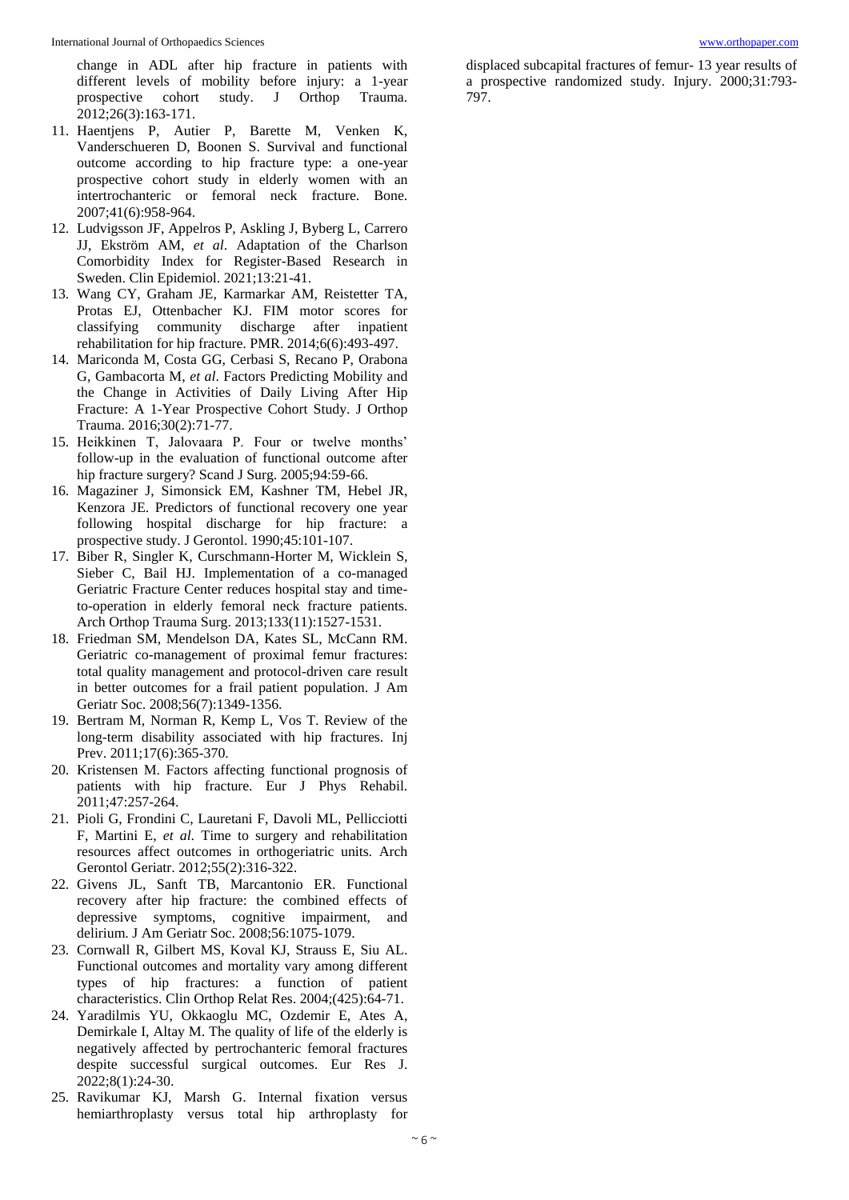change in ADL after hip fracture in patients with different levels of mobility before injury: a 1-year prospective cohort study. J Orthop Trauma. 2012;26(3):163-171.

11. Haentjens P, Autier P, Barette M, Venken K, Vanderschueren D, Boonen S. Survival and functional outcome according to hip fracture type: a one-year prospective cohort study in elderly women with an intertrochanteric or femoral neck fracture. Bone. 2007;41(6):958-964.
12. Ludvigsson JF, Appelros P, Askling J, Byberg L, Carrero JJ, Ekström AM, *et al*. Adaptation of the Charlson Comorbidity Index for Register-Based Research in Sweden. Clin Epidemiol. 2021;13:21-41.
13. Wang CY, Graham JE, Karmarkar AM, Reistetter TA, Protas EJ, Ottenbacher KJ. FIM motor scores for classifying community discharge after inpatient rehabilitation for hip fracture. PMR. 2014;6(6):493-497.
14. Mariconda M, Costa GG, Cerbasi S, Recano P, Orabona G, Gambacorta M, *et al*. Factors Predicting Mobility and the Change in Activities of Daily Living After Hip Fracture: A 1-Year Prospective Cohort Study. J Orthop Trauma. 2016;30(2):71-77.
15. Heikkinen T, Jalovaara P. Four or twelve months' follow-up in the evaluation of functional outcome after hip fracture surgery? Scand J Surg. 2005;94:59-66.
16. Magaziner J, Simonsick EM, Kashner TM, Hebel JR, Kenzora JE. Predictors of functional recovery one year following hospital discharge for hip fracture: a prospective study. J Gerontol. 1990;45:101-107.
17. Biber R, Singler K, Curschmann-Horter M, Wicklein S, Sieber C, Bail HJ. Implementation of a co-managed Geriatric Fracture Center reduces hospital stay and time-to-operation in elderly femoral neck fracture patients. Arch Orthop Trauma Surg. 2013;133(11):1527-1531.
18. Friedman SM, Mendelson DA, Kates SL, McCann RM. Geriatric co-management of proximal femur fractures: total quality management and protocol-driven care result in better outcomes for a frail patient population. J Am Geriatr Soc. 2008;56(7):1349-1356.
19. Bertram M, Norman R, Kemp L, Vos T. Review of the long-term disability associated with hip fractures. Inj Prev. 2011;17(6):365-370.
20. Kristensen M. Factors affecting functional prognosis of patients with hip fracture. Eur J Phys Rehabil. 2011;47:257-264.
21. Pioli G, Frondini C, Lauretani F, Davoli ML, Pellicciotti F, Martini E, *et al*. Time to surgery and rehabilitation resources affect outcomes in orthogeriatric units. Arch Gerontol Geriatr. 2012;55(2):316-322.
22. Givens JL, Sanft TB, Marcantonio ER. Functional recovery after hip fracture: the combined effects of depressive symptoms, cognitive impairment, and delirium. J Am Geriatr Soc. 2008;56:1075-1079.
23. Cornwall R, Gilbert MS, Koval KJ, Strauss E, Siu AL. Functional outcomes and mortality vary among different types of hip fractures: a function of patient characteristics. Clin Orthop Relat Res. 2004;(425):64-71.
24. Yaradilmis YU, Okkaoglu MC, Ozdemir E, Ates A, Demirkale I, Altay M. The quality of life of the elderly is negatively affected by pertrochanteric femoral fractures despite successful surgical outcomes. Eur Res J. 2022;8(1):24-30.
25. Ravikumar KJ, Marsh G. Internal fixation versus hemiarthroplasty versus total hip arthroplasty for displaced subcapital fractures of femur- 13 year results of a prospective randomized study. Injury. 2000;31:793-797.